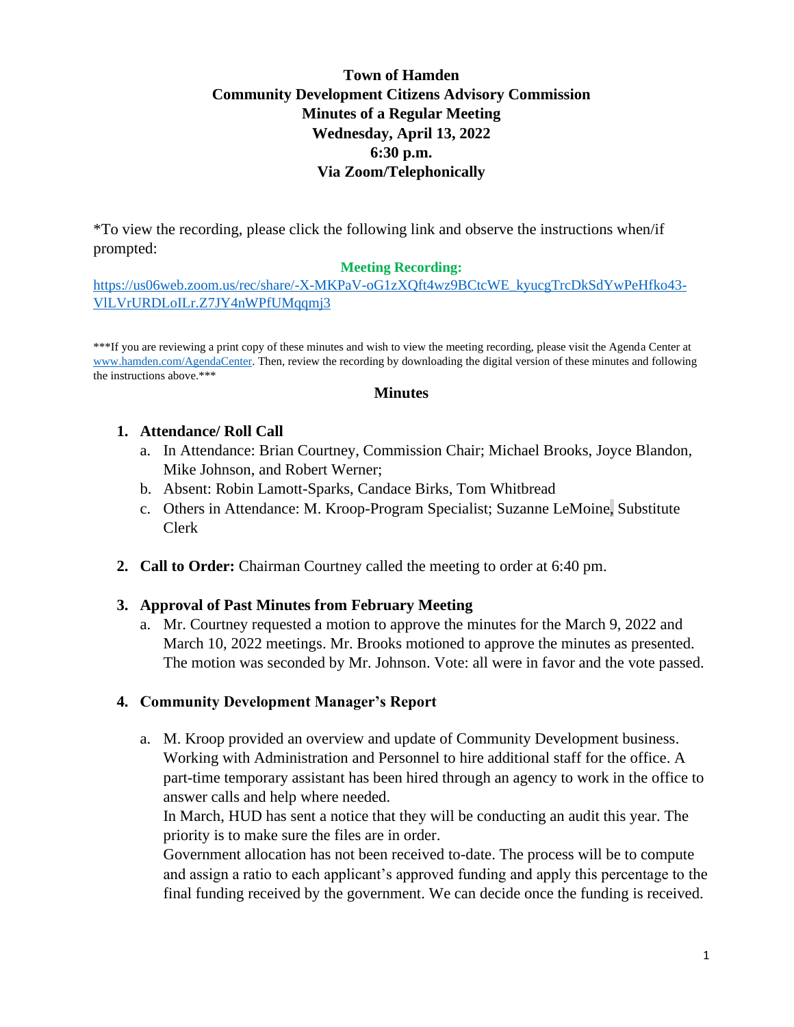**Town of Hamden**
**Community Development Citizens Advisory Commission**
**Minutes of a Regular Meeting**
**Wednesday, April 13, 2022**
**6:30 p.m.**
**Via Zoom/Telephonically**

*To view the recording, please click the following link and observe the instructions when/if prompted:

**Meeting Recording:**
https://us06web.zoom.us/rec/share/-X-MKPaV-oG1zXQft4wz9BCtcWE_kyucgTrcDkSdYwPeHfko43-VlLVrURDLoILr.Z7JY4nWPfUMqqmj3

***If you are reviewing a print copy of these minutes and wish to view the meeting recording, please visit the Agenda Center at www.hamden.com/AgendaCenter. Then, review the recording by downloading the digital version of these minutes and following the instructions above.***

## Minutes

1. **Attendance/ Roll Call**
   a. In Attendance: Brian Courtney, Commission Chair; Michael Brooks, Joyce Blandon, Mike Johnson, and Robert Werner;
   b. Absent: Robin Lamott-Sparks, Candace Birks, Tom Whitbread
   c. Others in Attendance: M. Kroop-Program Specialist; Suzanne LeMoine, Substitute Clerk

2. **Call to Order:** Chairman Courtney called the meeting to order at 6:40 pm.

3. **Approval of Past Minutes from February Meeting**
   a. Mr. Courtney requested a motion to approve the minutes for the March 9, 2022 and March 10, 2022 meetings. Mr. Brooks motioned to approve the minutes as presented. The motion was seconded by Mr. Johnson. Vote: all were in favor and the vote passed.

4. **Community Development Manager's Report**

   a. M. Kroop provided an overview and update of Community Development business. Working with Administration and Personnel to hire additional staff for the office. A part-time temporary assistant has been hired through an agency to work in the office to answer calls and help where needed.
   In March, HUD has sent a notice that they will be conducting an audit this year. The priority is to make sure the files are in order.
   Government allocation has not been received to-date. The process will be to compute and assign a ratio to each applicant's approved funding and apply this percentage to the final funding received by the government. We can decide once the funding is received.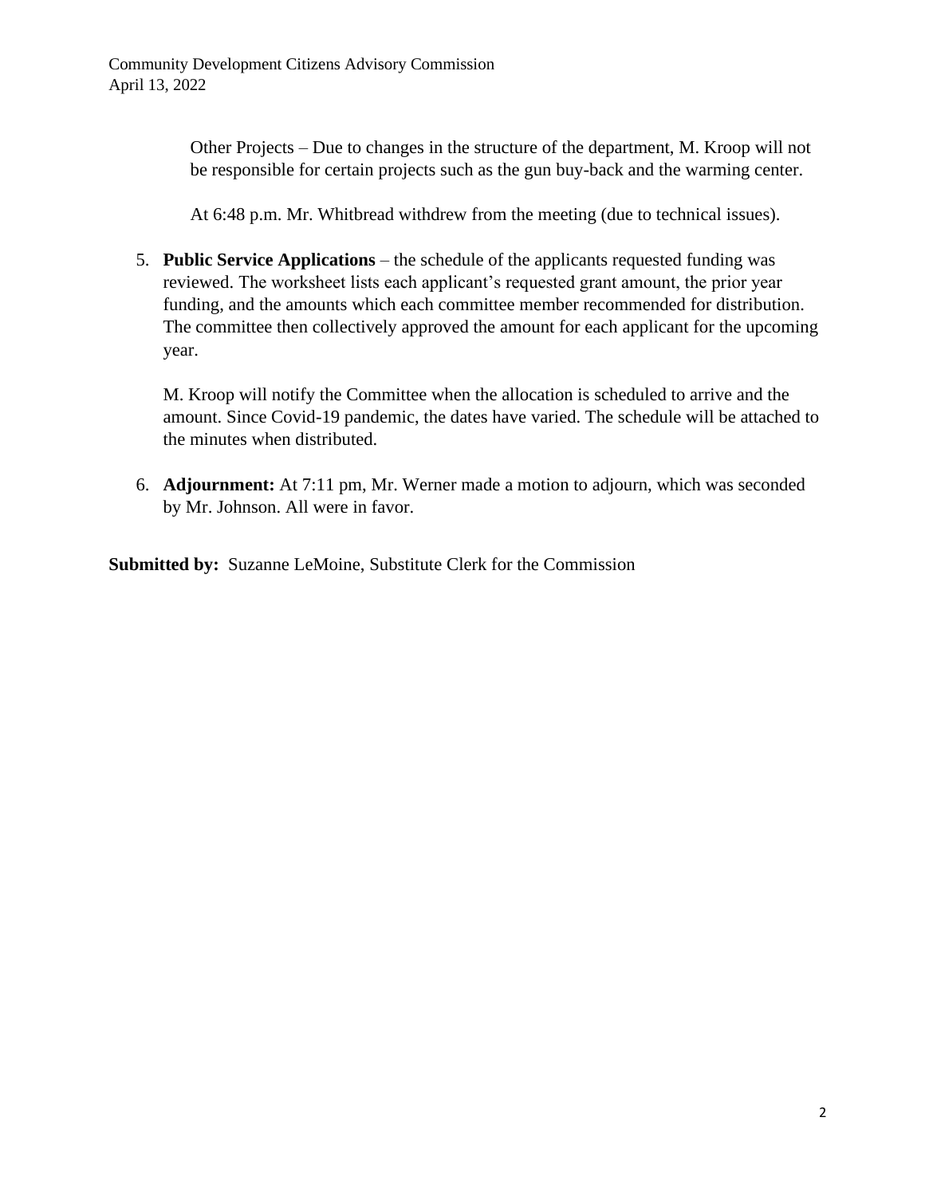Other Projects – Due to changes in the structure of the department, M. Kroop will not be responsible for certain projects such as the gun buy-back and the warming center.

At 6:48 p.m. Mr. Whitbread withdrew from the meeting (due to technical issues).

5. **Public Service Applications** – the schedule of the applicants requested funding was reviewed. The worksheet lists each applicant's requested grant amount, the prior year funding, and the amounts which each committee member recommended for distribution. The committee then collectively approved the amount for each applicant for the upcoming year.

   M. Kroop will notify the Committee when the allocation is scheduled to arrive and the amount. Since Covid-19 pandemic, the dates have varied. The schedule will be attached to the minutes when distributed.

6. **Adjournment:** At 7:11 pm, Mr. Werner made a motion to adjourn, which was seconded by Mr. Johnson. All were in favor.

**Submitted by:** Suzanne LeMoine, Substitute Clerk for the Commission